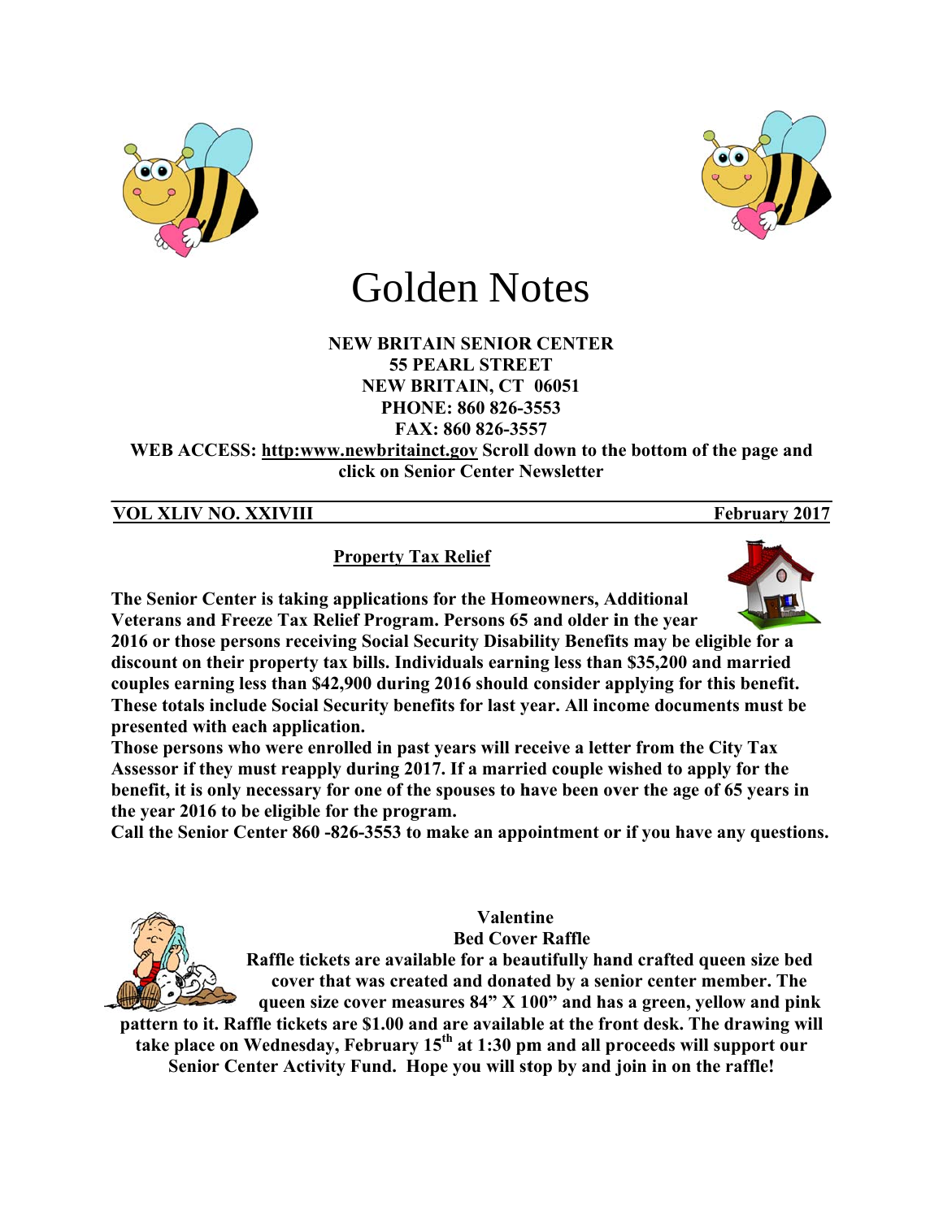# Golden Notes

**NEW BRITAIN SENIOR CENTER**
**55 PEARL STREET**
**NEW BRITAIN, CT 06051**
**PHONE: 860 826-3553**
**FAX: 860 826-3557**
**WEB ACCESS: http:www.newbritainct.gov Scroll down to the bottom of the page and click on Senior Center Newsletter**

**VOL XLIV NO. XXIVIII** **February 2017**

## Property Tax Relief

**The Senior Center is taking applications for the Homeowners, Additional Veterans and Freeze Tax Relief Program. Persons 65 and older in the year 2016 or those persons receiving Social Security Disability Benefits may be eligible for a discount on their property tax bills. Individuals earning less than $35,200 and married couples earning less than $42,900 during 2016 should consider applying for this benefit. These totals include Social Security benefits for last year. All income documents must be presented with each application.**

**Those persons who were enrolled in past years will receive a letter from the City Tax Assessor if they must reapply during 2017. If a married couple wished to apply for the benefit, it is only necessary for one of the spouses to have been over the age of 65 years in the year 2016 to be eligible for the program.**

**Call the Senior Center 860 -826-3553 to make an appointment or if you have any questions.**

## Valentine Bed Cover Raffle

**Raffle tickets are available for a beautifully hand crafted queen size bed cover that was created and donated by a senior center member. The queen size cover measures 84" X 100" and has a green, yellow and pink pattern to it. Raffle tickets are $1.00 and are available at the front desk. The drawing will take place on Wednesday, February 15th at 1:30 pm and all proceeds will support our Senior Center Activity Fund. Hope you will stop by and join in on the raffle!**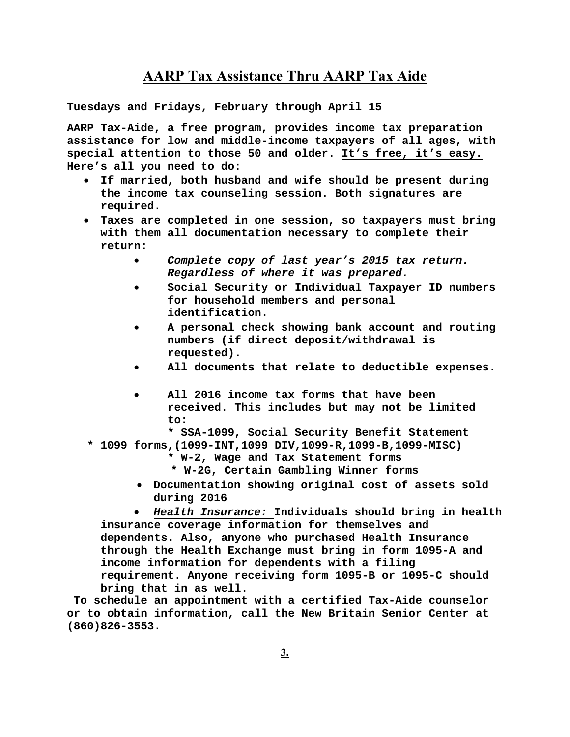# AARP Tax Assistance Thru AARP Tax Aide

**Tuesdays and Fridays, February through April 15**

**AARP Tax-Aide, a free program, provides income tax preparation assistance for low and middle-income taxpayers of all ages, with special attention to those 50 and older. <u>It's free, it's easy.</u> Here's all you need to do:**

- **If married, both husband and wife should be present during the income tax counseling session. Both signatures are required.**
- **Taxes are completed in one session, so taxpayers must bring with them all documentation necessary to complete their return:**
    - ***Complete copy of last year's 2015 tax return. Regardless of where it was prepared.***
    - **Social Security or Individual Taxpayer ID numbers for household members and personal identification.**
    - **A personal check showing bank account and routing numbers (if direct deposit/withdrawal is requested).**
    - **All documents that relate to deductible expenses.**
    - **All 2016 income tax forms that have been received. This includes but may not be limited to:**
        - **SSA-1099, Social Security Benefit Statement**
        - **1099 forms,(1099-INT,1099 DIV,1099-R,1099-B,1099-MISC)**
        - **W-2, Wage and Tax Statement forms**
        - **W-2G, Certain Gambling Winner forms**
    - **Documentation showing original cost of assets sold during 2016**
    - ***<u>Health Insurance:</u>* Individuals should bring in health insurance coverage information for themselves and dependents. Also, anyone who purchased Health Insurance through the Health Exchange must bring in form 1095-A and income information for dependents with a filing requirement. Anyone receiving form 1095-B or 1095-C should bring that in as well.**

**To schedule an appointment with a certified Tax-Aide counselor or to obtain information, call the New Britain Senior Center at (860)826-3553.**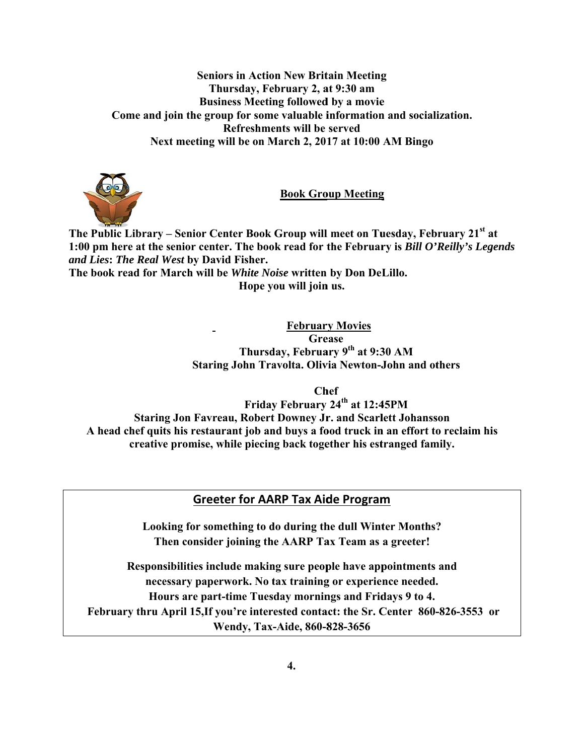**Seniors in Action New Britain Meeting**
**Thursday, February 2, at 9:30 am**
**Business Meeting followed by a movie**
**Come and join the group for some valuable information and socialization.**
**Refreshments will be served**
**Next meeting will be on March 2, 2017 at 10:00 AM Bingo**

## Book Group Meeting

**The Public Library – Senior Center Book Group will meet on Tuesday, February 21st at 1:00 pm here at the senior center. The book read for the February is *Bill O'Reilly's Legends and Lies*: *The Real West* by David Fisher.**
**The book read for March will be *White Noise* written by Don DeLillo.**
**Hope you will join us.**

## February Movies

**Grease**
**Thursday, February 9th at 9:30 AM**
**Staring John Travolta. Olivia Newton-John and others**

**Chef**
**Friday February 24th at 12:45PM**
**Staring Jon Favreau, Robert Downey Jr. and Scarlett Johansson**
**A head chef quits his restaurant job and buys a food truck in an effort to reclaim his creative promise, while piecing back together his estranged family.**

## Greeter for AARP Tax Aide Program

**Looking for something to do during the dull Winter Months?**
**Then consider joining the AARP Tax Team as a greeter!**

**Responsibilities include making sure people have appointments and necessary paperwork. No tax training or experience needed.**
**Hours are part-time Tuesday mornings and Fridays 9 to 4.**
**February thru April 15,If you're interested contact: the Sr. Center 860-826-3553 or Wendy, Tax-Aide, 860-828-3656**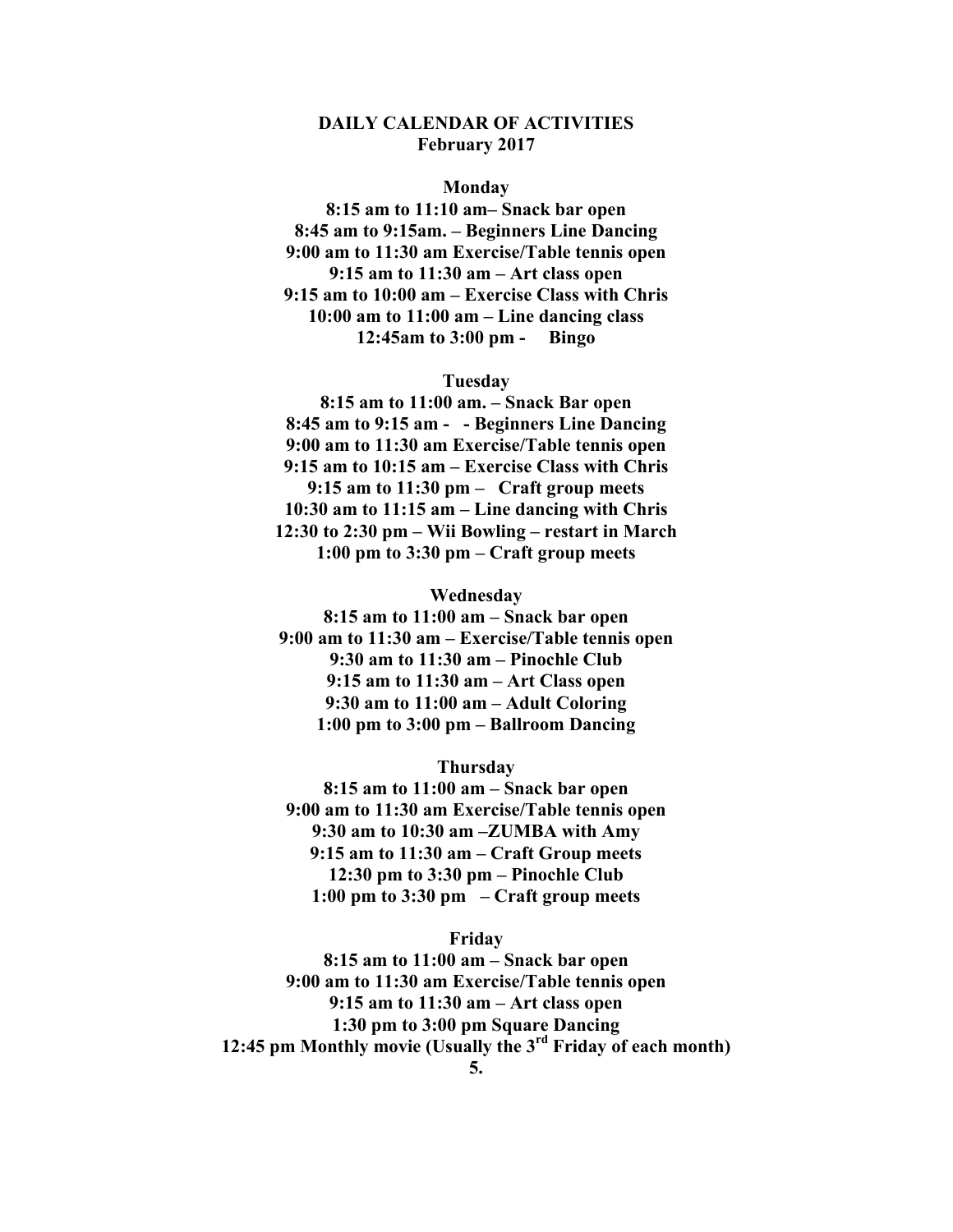## DAILY CALENDAR OF ACTIVITIES
## February 2017

### Monday

**8:15 am to 11:10 am– Snack bar open**
**8:45 am to 9:15am. – Beginners Line Dancing**
**9:00 am to 11:30 am Exercise/Table tennis open**
**9:15 am to 11:30 am – Art class open**
**9:15 am to 10:00 am – Exercise Class with Chris**
**10:00 am to 11:00 am – Line dancing class**
**12:45am to 3:00 pm - Bingo**

### Tuesday

**8:15 am to 11:00 am. – Snack Bar open**
**8:45 am to 9:15 am - - Beginners Line Dancing**
**9:00 am to 11:30 am Exercise/Table tennis open**
**9:15 am to 10:15 am – Exercise Class with Chris**
**9:15 am to 11:30 pm – Craft group meets**
**10:30 am to 11:15 am – Line dancing with Chris**
**12:30 to 2:30 pm – Wii Bowling – restart in March**
**1:00 pm to 3:30 pm – Craft group meets**

### Wednesday

**8:15 am to 11:00 am – Snack bar open**
**9:00 am to 11:30 am – Exercise/Table tennis open**
**9:30 am to 11:30 am – Pinochle Club**
**9:15 am to 11:30 am – Art Class open**
**9:30 am to 11:00 am – Adult Coloring**
**1:00 pm to 3:00 pm – Ballroom Dancing**

### Thursday

**8:15 am to 11:00 am – Snack bar open**
**9:00 am to 11:30 am Exercise/Table tennis open**
**9:30 am to 10:30 am –ZUMBA with Amy**
**9:15 am to 11:30 am – Craft Group meets**
**12:30 pm to 3:30 pm – Pinochle Club**
**1:00 pm to 3:30 pm – Craft group meets**

### Friday

**8:15 am to 11:00 am – Snack bar open**
**9:00 am to 11:30 am Exercise/Table tennis open**
**9:15 am to 11:30 am – Art class open**
**1:30 pm to 3:00 pm Square Dancing**
**12:45 pm Monthly movie (Usually the 3rd Friday of each month)**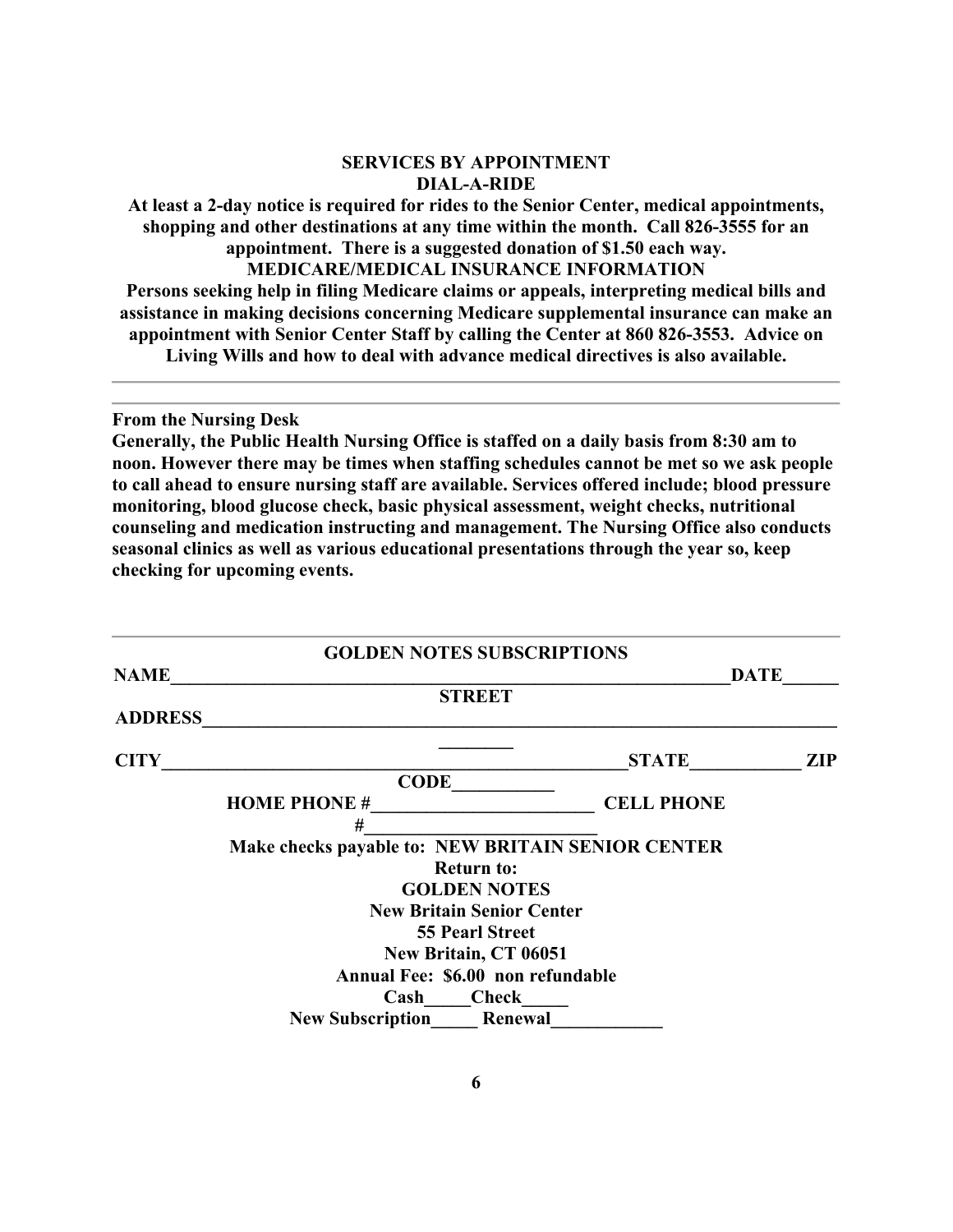## SERVICES BY APPOINTMENT

### DIAL-A-RIDE

**At least a 2-day notice is required for rides to the Senior Center, medical appointments, shopping and other destinations at any time within the month. Call 826-3555 for an appointment. There is a suggested donation of $1.50 each way.**

### MEDICARE/MEDICAL INSURANCE INFORMATION

**Persons seeking help in filing Medicare claims or appeals, interpreting medical bills and assistance in making decisions concerning Medicare supplemental insurance can make an appointment with Senior Center Staff by calling the Center at 860 826-3553. Advice on Living Wills and how to deal with advance medical directives is also available.**

---

---

**From the Nursing Desk**

**Generally, the Public Health Nursing Office is staffed on a daily basis from 8:30 am to noon. However there may be times when staffing schedules cannot be met so we ask people to call ahead to ensure nursing staff are available. Services offered include; blood pressure monitoring, blood glucose check, basic physical assessment, weight checks, nutritional counseling and medication instructing and management. The Nursing Office also conducts seasonal clinics as well as various educational presentations through the year so, keep checking for upcoming events.**

---

### GOLDEN NOTES SUBSCRIPTIONS

**NAME**_______________________________________________________________**DATE**______

**STREET ADDRESS**_______________________________________________________________

**CITY**_______________________________________________________**STATE**____________ **ZIP CODE**___________

**HOME PHONE #**________________________ **CELL PHONE #**________________________

**Make checks payable to: NEW BRITAIN SENIOR CENTER**

**Return to:**
**GOLDEN NOTES**
**New Britain Senior Center**
**55 Pearl Street**
**New Britain, CT 06051**

**Annual Fee: $6.00 non refundable**

**Cash**_____**Check**_____

**New Subscription**_____ **Renewal**____________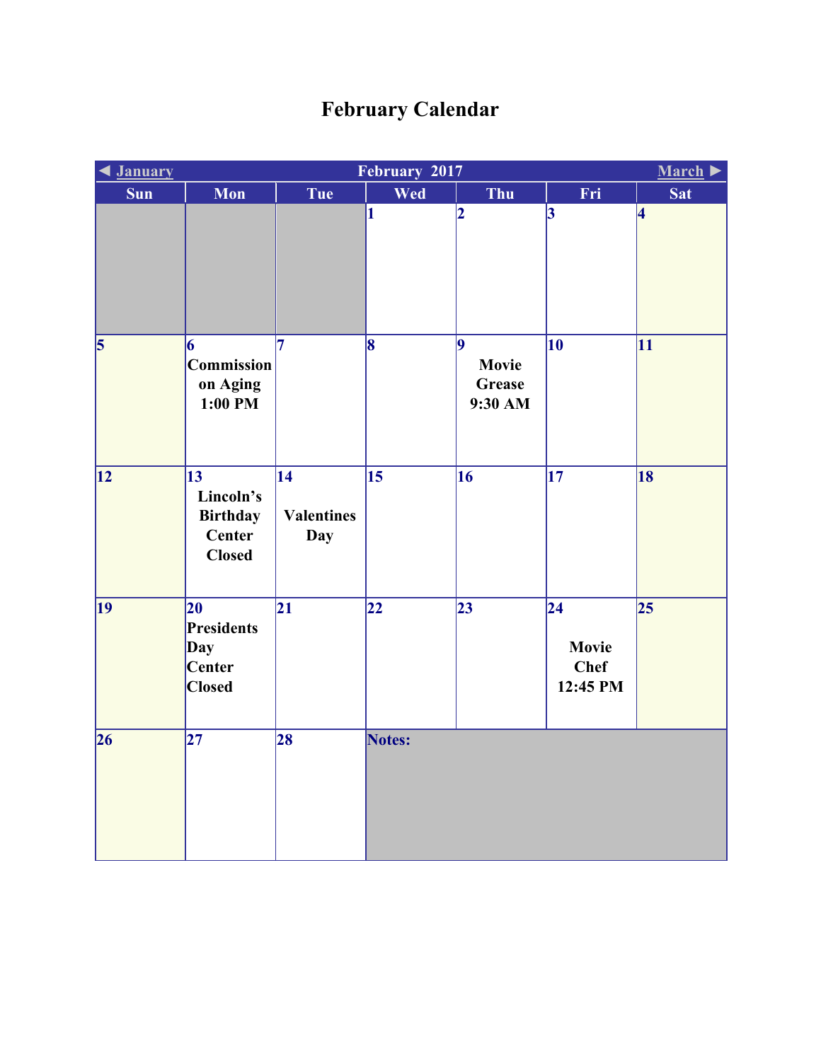# February Calendar

| ◄ January | | | February 2017 | | | March ► |
|---|---|---|---|---|---|---|
| **Sun** | **Mon** | **Tue** | **Wed** | **Thu** | **Fri** | **Sat** |
| | | | 1 | 2 | 3 | 4 |
| 5 | 6 Commission on Aging 1:00 PM | 7 | 8 | 9 Movie Grease 9:30 AM | 10 | 11 |
| 12 | 13 Lincoln's Birthday Center Closed | 14 Valentines Day | 15 | 16 | 17 | 18 |
| 19 | 20 Presidents Day Center Closed | 21 | 22 | 23 | 24 Movie Chef 12:45 PM | 25 |
| 26 | 27 | 28 | Notes: | | | |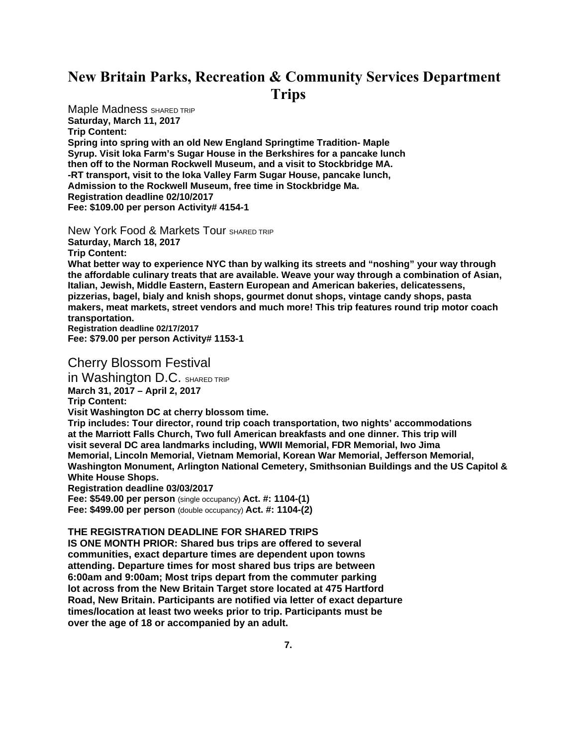# New Britain Parks, Recreation & Community Services Department Trips

Maple Madness SHARED TRIP

**Saturday, March 11, 2017**

**Trip Content:**

**Spring into spring with an old New England Springtime Tradition- Maple Syrup. Visit Ioka Farm's Sugar House in the Berkshires for a pancake lunch then off to the Norman Rockwell Museum, and a visit to Stockbridge MA. -RT transport, visit to the Ioka Valley Farm Sugar House, pancake lunch, Admission to the Rockwell Museum, free time in Stockbridge Ma.**

**Registration deadline 02/10/2017**

**Fee: $109.00 per person Activity# 4154-1**

New York Food & Markets Tour SHARED TRIP

**Saturday, March 18, 2017**

**Trip Content:**

**What better way to experience NYC than by walking its streets and "noshing" your way through the affordable culinary treats that are available. Weave your way through a combination of Asian, Italian, Jewish, Middle Eastern, Eastern European and American bakeries, delicatessens, pizzerias, bagel, bialy and knish shops, gourmet donut shops, vintage candy shops, pasta makers, meat markets, street vendors and much more! This trip features round trip motor coach transportation.**

**Registration deadline 02/17/2017**

**Fee: $79.00 per person Activity# 1153-1**

Cherry Blossom Festival in Washington D.C. SHARED TRIP

**March 31, 2017 – April 2, 2017**

**Trip Content:**

**Visit Washington DC at cherry blossom time.**

**Trip includes: Tour director, round trip coach transportation, two nights' accommodations at the Marriott Falls Church, Two full American breakfasts and one dinner. This trip will visit several DC area landmarks including, WWII Memorial, FDR Memorial, Iwo Jima Memorial, Lincoln Memorial, Vietnam Memorial, Korean War Memorial, Jefferson Memorial, Washington Monument, Arlington National Cemetery, Smithsonian Buildings and the US Capitol & White House Shops.**

**Registration deadline 03/03/2017**

**Fee: $549.00 per person** (single occupancy) **Act. #: 1104-(1)**

**Fee: $499.00 per person** (double occupancy) **Act. #: 1104-(2)**

**THE REGISTRATION DEADLINE FOR SHARED TRIPS IS ONE MONTH PRIOR: Shared bus trips are offered to several communities, exact departure times are dependent upon towns attending. Departure times for most shared bus trips are between 6:00am and 9:00am; Most trips depart from the commuter parking lot across from the New Britain Target store located at 475 Hartford Road, New Britain. Participants are notified via letter of exact departure times/location at least two weeks prior to trip. Participants must be over the age of 18 or accompanied by an adult.**